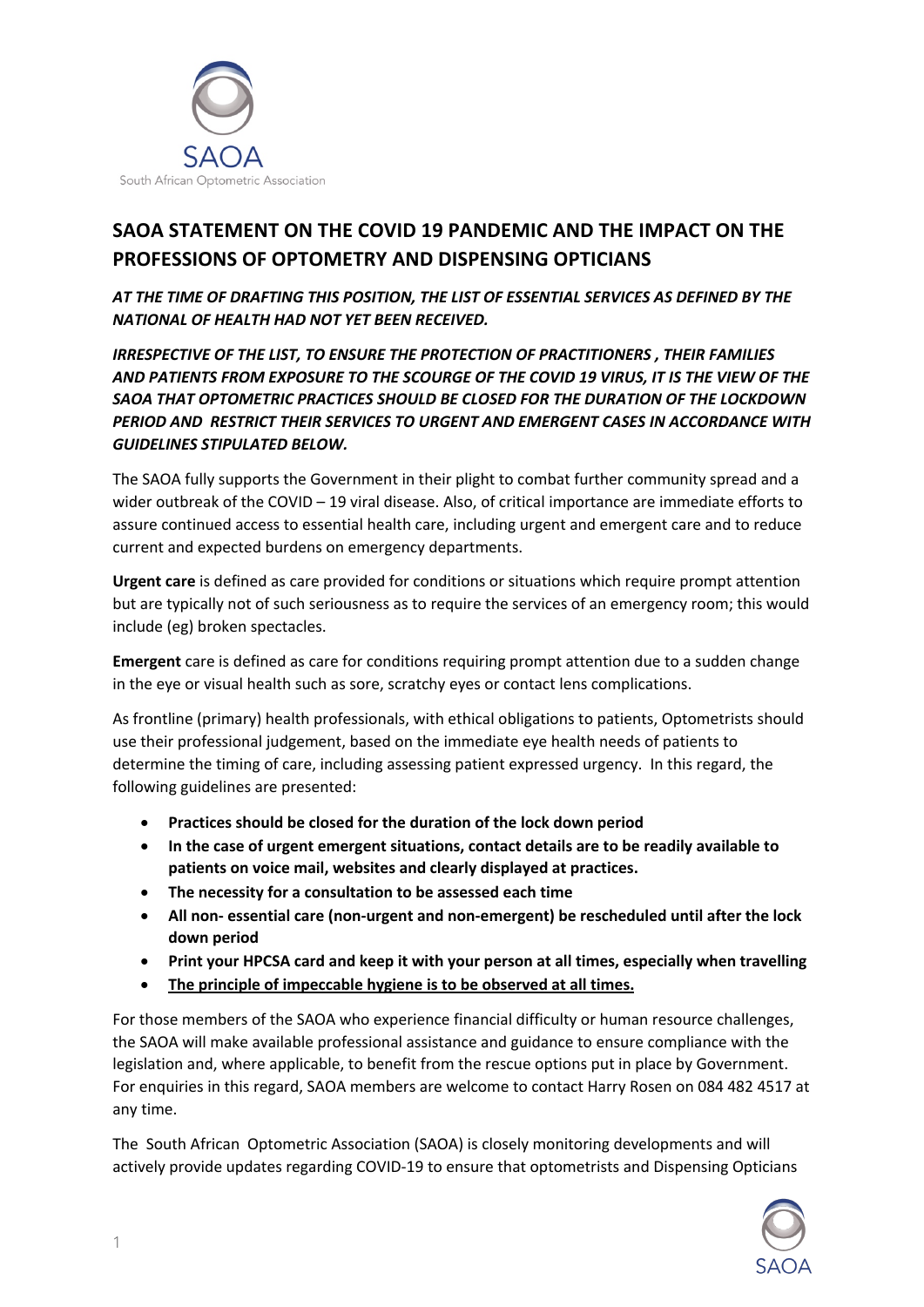SAOA

South African Optometric Association

## SAOA STATEMENT ON THE COVID 19 PANDEMIC AND THE IMPACT ON THE PROFESSIONS OF OPTOMETRY AND DISPENSING OPTICIANS

***AT THE TIME OF DRAFTING THIS POSITION, THE LIST OF ESSENTIAL SERVICES AS DEFINED BY THE NATIONAL OF HEALTH HAD NOT YET BEEN RECEIVED.***

***IRRESPECTIVE OF THE LIST, TO ENSURE THE PROTECTION OF PRACTITIONERS , THEIR FAMILIES AND PATIENTS FROM EXPOSURE TO THE SCOURGE OF THE COVID 19 VIRUS, IT IS THE VIEW OF THE SAOA THAT OPTOMETRIC PRACTICES SHOULD BE CLOSED FOR THE DURATION OF THE LOCKDOWN PERIOD AND RESTRICT THEIR SERVICES TO URGENT AND EMERGENT CASES IN ACCORDANCE WITH GUIDELINES STIPULATED BELOW.***

The SAOA fully supports the Government in their plight to combat further community spread and a wider outbreak of the COVID – 19 viral disease. Also, of critical importance are immediate efforts to assure continued access to essential health care, including urgent and emergent care and to reduce current and expected burdens on emergency departments.

**Urgent care** is defined as care provided for conditions or situations which require prompt attention but are typically not of such seriousness as to require the services of an emergency room; this would include (eg) broken spectacles.

**Emergent** care is defined as care for conditions requiring prompt attention due to a sudden change in the eye or visual health such as sore, scratchy eyes or contact lens complications.

As frontline (primary) health professionals, with ethical obligations to patients, Optometrists should use their professional judgement, based on the immediate eye health needs of patients to determine the timing of care, including assessing patient expressed urgency. In this regard, the following guidelines are presented:

- **Practices should be closed for the duration of the lock down period**
- **In the case of urgent emergent situations, contact details are to be readily available to patients on voice mail, websites and clearly displayed at practices.**
- **The necessity for a consultation to be assessed each time**
- **All non- essential care (non-urgent and non-emergent) be rescheduled until after the lock down period**
- **Print your HPCSA card and keep it with your person at all times, especially when travelling**
- **<u>The principle of impeccable hygiene is to be observed at all times.</u>**

For those members of the SAOA who experience financial difficulty or human resource challenges, the SAOA will make available professional assistance and guidance to ensure compliance with the legislation and, where applicable, to benefit from the rescue options put in place by Government. For enquiries in this regard, SAOA members are welcome to contact Harry Rosen on 084 482 4517 at any time.

The South African Optometric Association (SAOA) is closely monitoring developments and will actively provide updates regarding COVID-19 to ensure that optometrists and Dispensing Opticians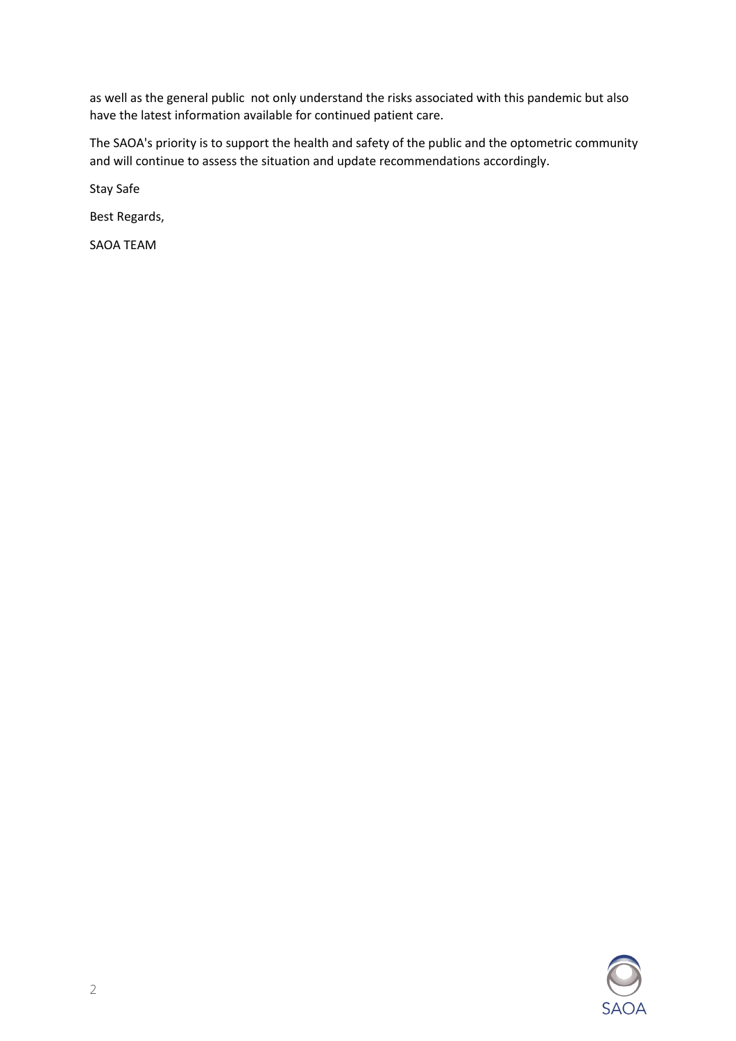as well as the general public not only understand the risks associated with this pandemic but also have the latest information available for continued patient care.

The SAOA's priority is to support the health and safety of the public and the optometric community and will continue to assess the situation and update recommendations accordingly.

Stay Safe

Best Regards,

SAOA TEAM